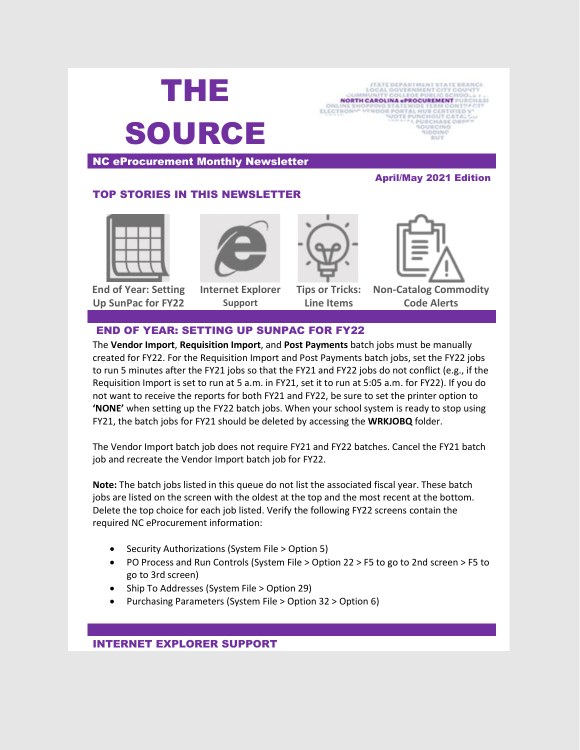# THE SOURCE

**NC eProcurement Monthly Newsletter**

**April/May 2021 Edition**

## TOP STORIES IN THIS NEWSLETTER

- End of Year: Setting Up SunPac for FY22
- Internet Explorer Support
- Tips or Tricks: Line Items
- Non-Catalog Commodity Code Alerts

## END OF YEAR: SETTING UP SUNPAC FOR FY22

The **Vendor Import**, **Requisition Import**, and **Post Payments** batch jobs must be manually created for FY22. For the Requisition Import and Post Payments batch jobs, set the FY22 jobs to run 5 minutes after the FY21 jobs so that the FY21 and FY22 jobs do not conflict (e.g., if the Requisition Import is set to run at 5 a.m. in FY21, set it to run at 5:05 a.m. for FY22). If you do not want to receive the reports for both FY21 and FY22, be sure to set the printer option to **'NONE'** when setting up the FY22 batch jobs. When your school system is ready to stop using FY21, the batch jobs for FY21 should be deleted by accessing the **WRKJOBQ** folder.

The Vendor Import batch job does not require FY21 and FY22 batches. Cancel the FY21 batch job and recreate the Vendor Import batch job for FY22.

**Note:** The batch jobs listed in this queue do not list the associated fiscal year. These batch jobs are listed on the screen with the oldest at the top and the most recent at the bottom. Delete the top choice for each job listed. Verify the following FY22 screens contain the required NC eProcurement information:

- Security Authorizations (System File > Option 5)
- PO Process and Run Controls (System File > Option 22 > F5 to go to 2nd screen > F5 to go to 3rd screen)
- Ship To Addresses (System File > Option 29)
- Purchasing Parameters (System File > Option 32 > Option 6)

## INTERNET EXPLORER SUPPORT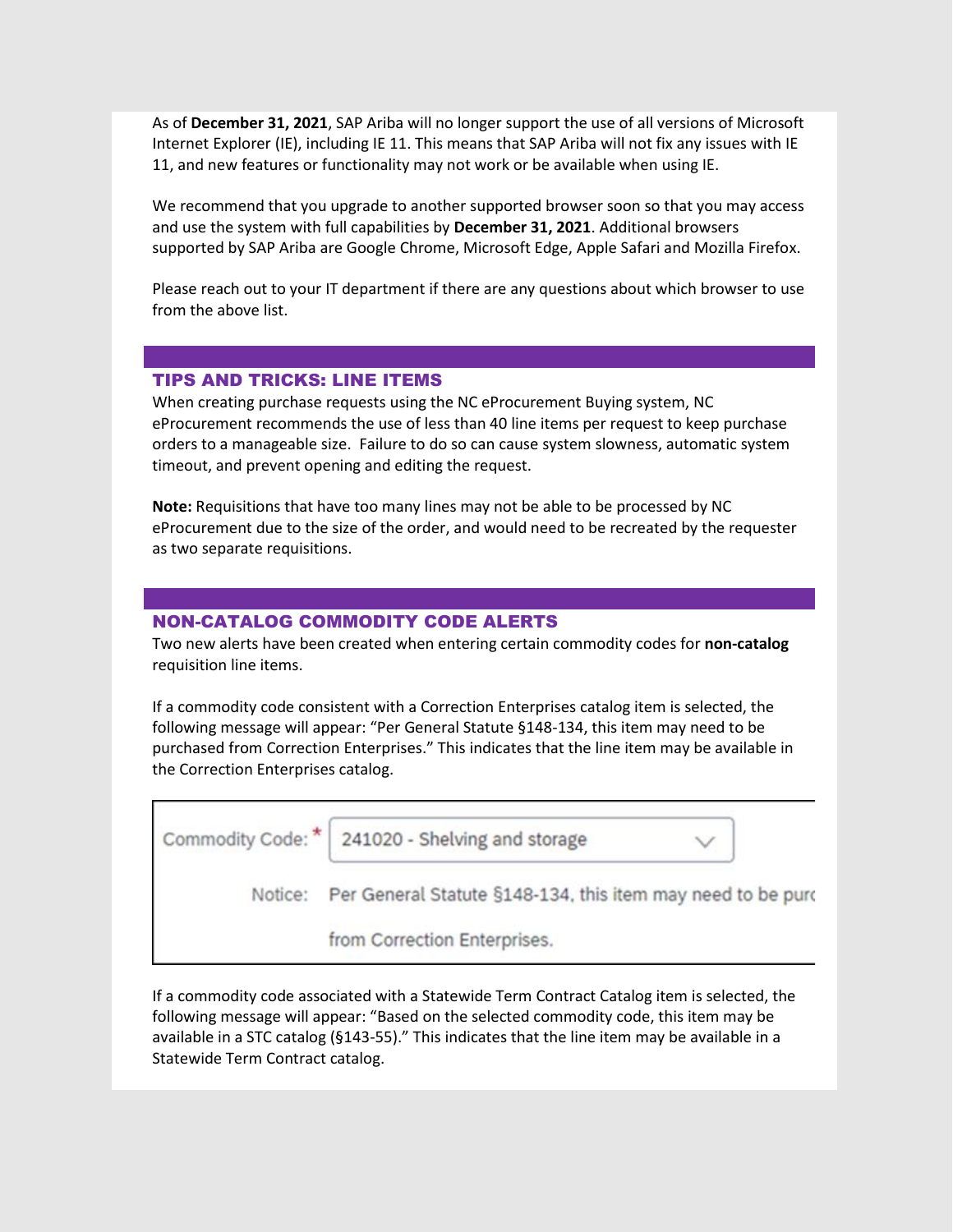As of **December 31, 2021**, SAP Ariba will no longer support the use of all versions of Microsoft Internet Explorer (IE), including IE 11. This means that SAP Ariba will not fix any issues with IE 11, and new features or functionality may not work or be available when using IE.

We recommend that you upgrade to another supported browser soon so that you may access and use the system with full capabilities by **December 31, 2021**. Additional browsers supported by SAP Ariba are Google Chrome, Microsoft Edge, Apple Safari and Mozilla Firefox.

Please reach out to your IT department if there are any questions about which browser to use from the above list.

## TIPS AND TRICKS: LINE ITEMS

When creating purchase requests using the NC eProcurement Buying system, NC eProcurement recommends the use of less than 40 line items per request to keep purchase orders to a manageable size. Failure to do so can cause system slowness, automatic system timeout, and prevent opening and editing the request.

**Note:** Requisitions that have too many lines may not be able to be processed by NC eProcurement due to the size of the order, and would need to be recreated by the requester as two separate requisitions.

## NON-CATALOG COMMODITY CODE ALERTS

Two new alerts have been created when entering certain commodity codes for **non-catalog** requisition line items.

If a commodity code consistent with a Correction Enterprises catalog item is selected, the following message will appear: "Per General Statute §148-134, this item may need to be purchased from Correction Enterprises." This indicates that the line item may be available in the Correction Enterprises catalog.

Commodity Code: * 241020 - Shelving and storage

Notice: Per General Statute §148-134, this item may need to be purc from Correction Enterprises.

If a commodity code associated with a Statewide Term Contract Catalog item is selected, the following message will appear: "Based on the selected commodity code, this item may be available in a STC catalog (§143-55)." This indicates that the line item may be available in a Statewide Term Contract catalog.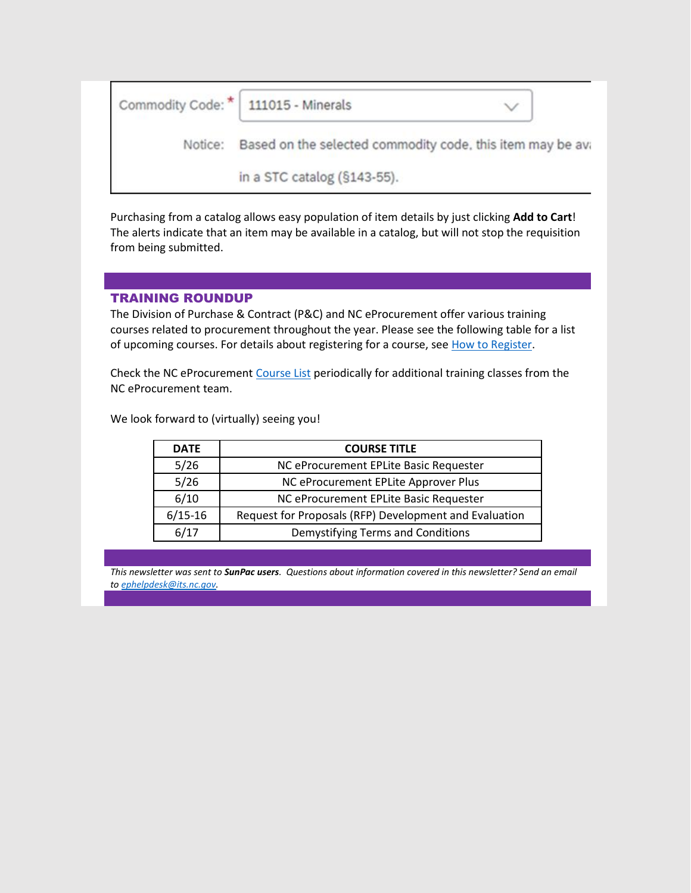Commodity Code: * 111015 - Minerals

Notice: Based on the selected commodity code, this item may be avai in a STC catalog (§143-55).

Purchasing from a catalog allows easy population of item details by just clicking **Add to Cart**! The alerts indicate that an item may be available in a catalog, but will not stop the requisition from being submitted.

## TRAINING ROUNDUP

The Division of Purchase & Contract (P&C) and NC eProcurement offer various training courses related to procurement throughout the year. Please see the following table for a list of upcoming courses. For details about registering for a course, see How to Register.

Check the NC eProcurement Course List periodically for additional training classes from the NC eProcurement team.

We look forward to (virtually) seeing you!

| DATE | COURSE TITLE |
|---|---|
| 5/26 | NC eProcurement EPLite Basic Requester |
| 5/26 | NC eProcurement EPLite Approver Plus |
| 6/10 | NC eProcurement EPLite Basic Requester |
| 6/15-16 | Request for Proposals (RFP) Development and Evaluation |
| 6/17 | Demystifying Terms and Conditions |

*This newsletter was sent to* ***SunPac users****. Questions about information covered in this newsletter? Send an email to ephelpdesk@its.nc.gov.*